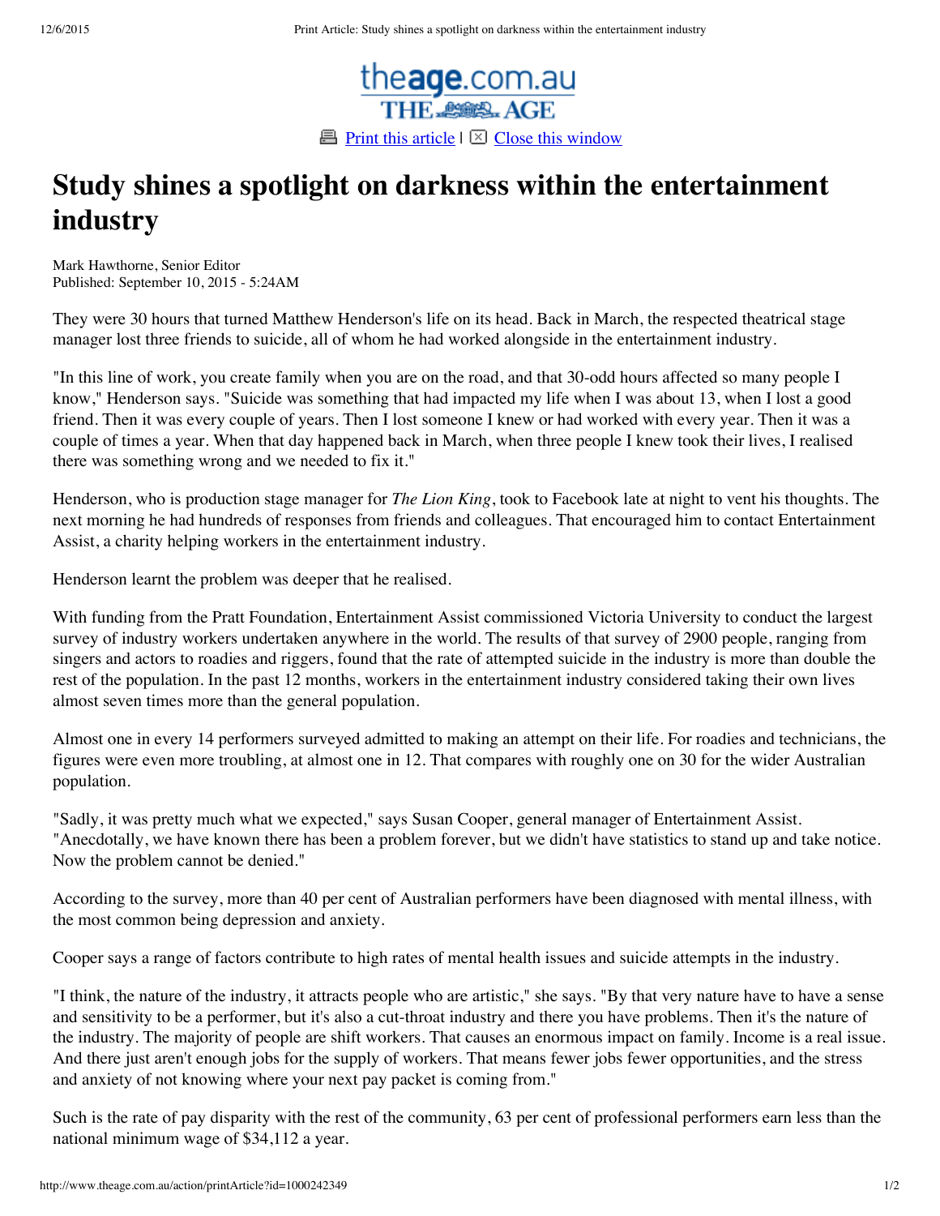# Study shines a spotlight on darkness within the entertainment industry

Mark Hawthorne, Senior Editor
Published: September 10, 2015 - 5:24AM

They were 30 hours that turned Matthew Henderson's life on its head. Back in March, the respected theatrical stage manager lost three friends to suicide, all of whom he had worked alongside in the entertainment industry.

"In this line of work, you create family when you are on the road, and that 30-odd hours affected so many people I know," Henderson says. "Suicide was something that had impacted my life when I was about 13, when I lost a good friend. Then it was every couple of years. Then I lost someone I knew or had worked with every year. Then it was a couple of times a year. When that day happened back in March, when three people I knew took their lives, I realised there was something wrong and we needed to fix it."

Henderson, who is production stage manager for *The Lion King*, took to Facebook late at night to vent his thoughts. The next morning he had hundreds of responses from friends and colleagues. That encouraged him to contact Entertainment Assist, a charity helping workers in the entertainment industry.

Henderson learnt the problem was deeper that he realised.

With funding from the Pratt Foundation, Entertainment Assist commissioned Victoria University to conduct the largest survey of industry workers undertaken anywhere in the world. The results of that survey of 2900 people, ranging from singers and actors to roadies and riggers, found that the rate of attempted suicide in the industry is more than double the rest of the population. In the past 12 months, workers in the entertainment industry considered taking their own lives almost seven times more than the general population.

Almost one in every 14 performers surveyed admitted to making an attempt on their life. For roadies and technicians, the figures were even more troubling, at almost one in 12. That compares with roughly one on 30 for the wider Australian population.

"Sadly, it was pretty much what we expected," says Susan Cooper, general manager of Entertainment Assist. "Anecdotally, we have known there has been a problem forever, but we didn't have statistics to stand up and take notice. Now the problem cannot be denied."

According to the survey, more than 40 per cent of Australian performers have been diagnosed with mental illness, with the most common being depression and anxiety.

Cooper says a range of factors contribute to high rates of mental health issues and suicide attempts in the industry.

"I think, the nature of the industry, it attracts people who are artistic," she says. "By that very nature have to have a sense and sensitivity to be a performer, but it's also a cut-throat industry and there you have problems. Then it's the nature of the industry. The majority of people are shift workers. That causes an enormous impact on family. Income is a real issue. And there just aren't enough jobs for the supply of workers. That means fewer jobs fewer opportunities, and the stress and anxiety of not knowing where your next pay packet is coming from."

Such is the rate of pay disparity with the rest of the community, 63 per cent of professional performers earn less than the national minimum wage of $34,112 a year.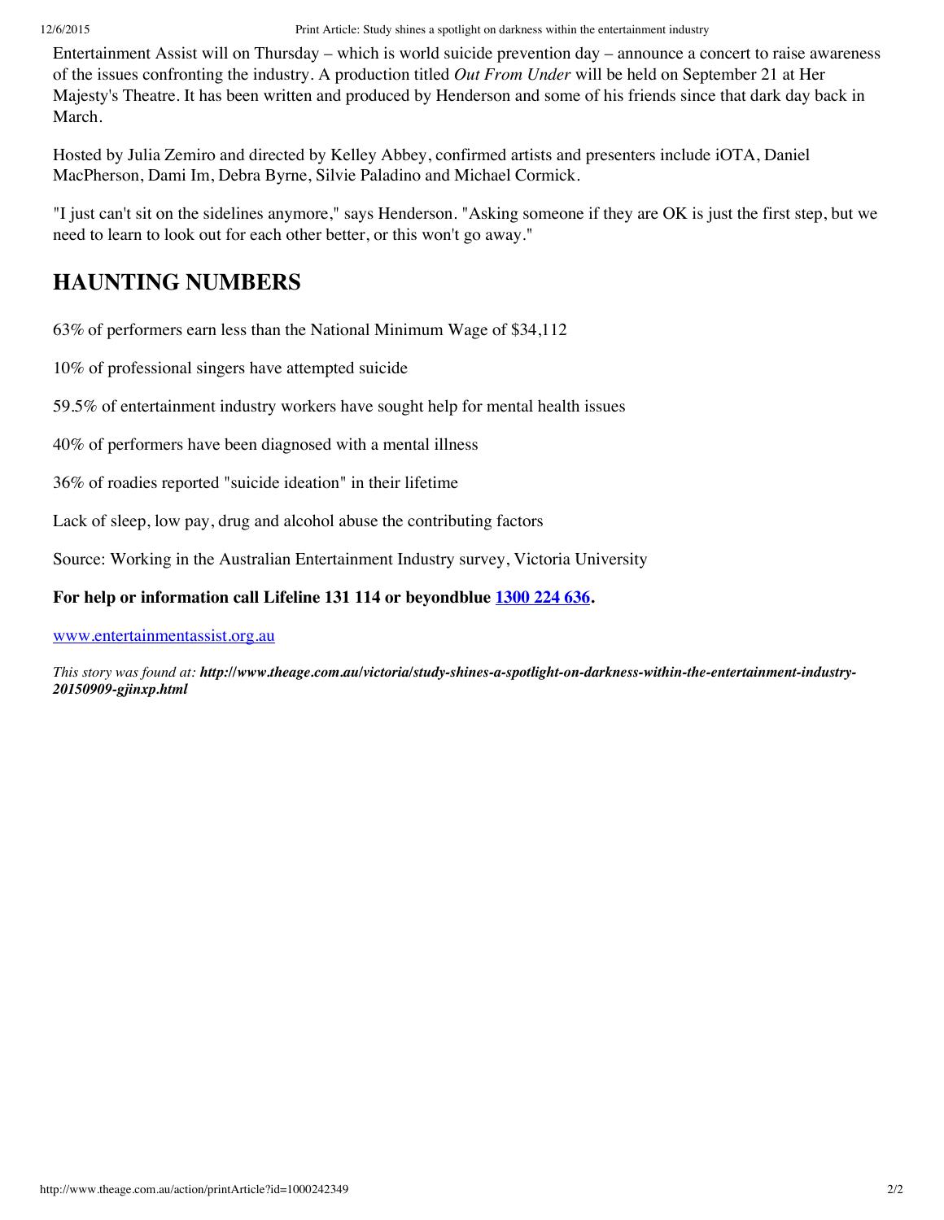Entertainment Assist will on Thursday – which is world suicide prevention day – announce a concert to raise awareness of the issues confronting the industry. A production titled *Out From Under* will be held on September 21 at Her Majesty's Theatre. It has been written and produced by Henderson and some of his friends since that dark day back in March.

Hosted by Julia Zemiro and directed by Kelley Abbey, confirmed artists and presenters include iOTA, Daniel MacPherson, Dami Im, Debra Byrne, Silvie Paladino and Michael Cormick.

"I just can't sit on the sidelines anymore," says Henderson. "Asking someone if they are OK is just the first step, but we need to learn to look out for each other better, or this won't go away."

## HAUNTING NUMBERS

63% of performers earn less than the National Minimum Wage of $34,112

10% of professional singers have attempted suicide

59.5% of entertainment industry workers have sought help for mental health issues

40% of performers have been diagnosed with a mental illness

36% of roadies reported "suicide ideation" in their lifetime

Lack of sleep, low pay, drug and alcohol abuse the contributing factors

Source: Working in the Australian Entertainment Industry survey, Victoria University

**For help or information call Lifeline 131 114 or beyondblue 1300 224 636.**

www.entertainmentassist.org.au

*This story was found at:* ***http://www.theage.com.au/victoria/study-shines-a-spotlight-on-darkness-within-the-entertainment-industry-20150909-gjinxp.html***